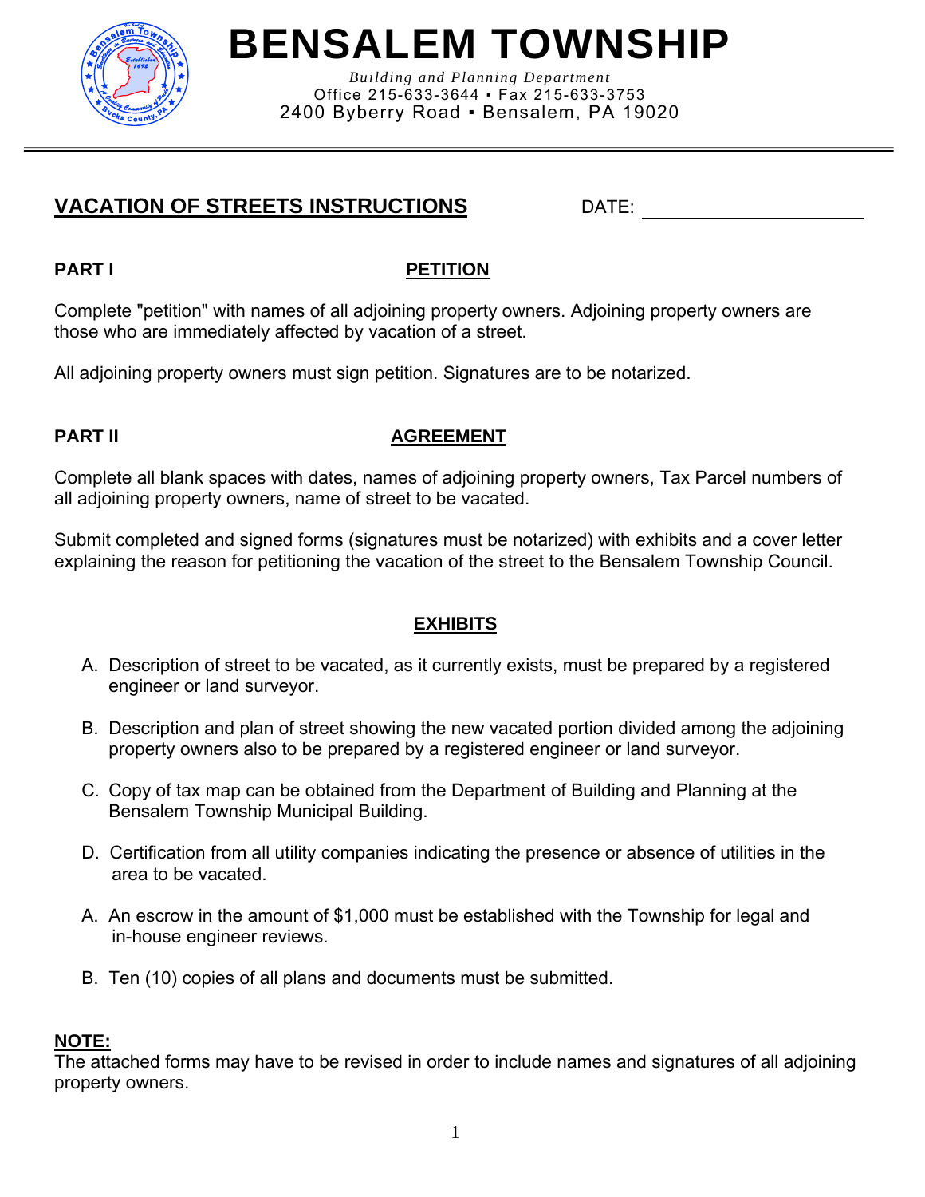# BENSALEM TOWNSHIP

*Building and Planning Department*
Office 215-633-3644 ▪ Fax 215-633-3753
2400 Byberry Road ▪ Bensalem, PA 19020

---

## VACATION OF STREETS INSTRUCTIONS

DATE: ______________________

**PART I** **PETITION**

Complete "petition" with names of all adjoining property owners. Adjoining property owners are those who are immediately affected by vacation of a street.

All adjoining property owners must sign petition. Signatures are to be notarized.

**PART II** **AGREEMENT**

Complete all blank spaces with dates, names of adjoining property owners, Tax Parcel numbers of all adjoining property owners, name of street to be vacated.

Submit completed and signed forms (signatures must be notarized) with exhibits and a cover letter explaining the reason for petitioning the vacation of the street to the Bensalem Township Council.

**EXHIBITS**

A. Description of street to be vacated, as it currently exists, must be prepared by a registered engineer or land surveyor.

B. Description and plan of street showing the new vacated portion divided among the adjoining property owners also to be prepared by a registered engineer or land surveyor.

C. Copy of tax map can be obtained from the Department of Building and Planning at the Bensalem Township Municipal Building.

D. Certification from all utility companies indicating the presence or absence of utilities in the area to be vacated.

A. An escrow in the amount of $1,000 must be established with the Township for legal and in-house engineer reviews.

B. Ten (10) copies of all plans and documents must be submitted.

**NOTE:**
The attached forms may have to be revised in order to include names and signatures of all adjoining property owners.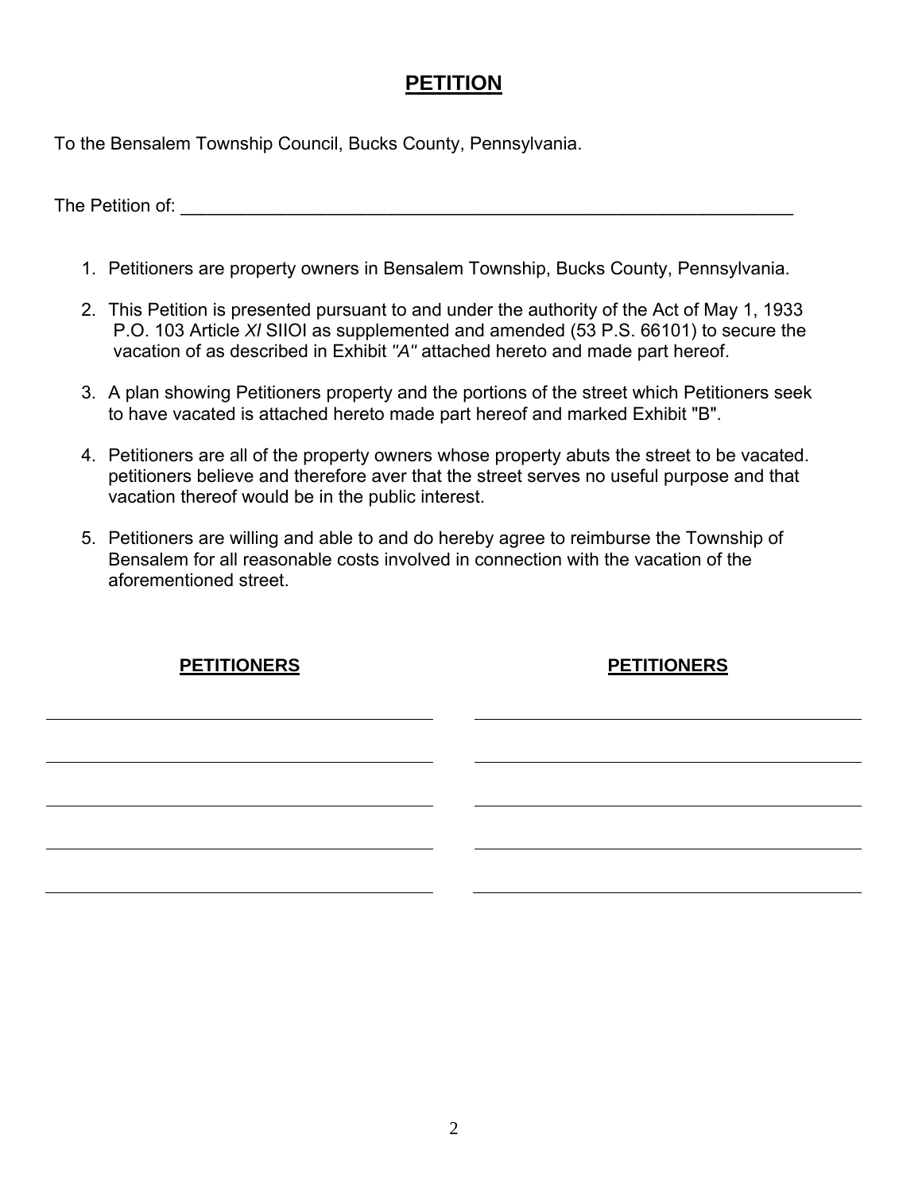# PETITION

To the Bensalem Township Council, Bucks County, Pennsylvania.

The Petition of: ______________________________________________________________

1. Petitioners are property owners in Bensalem Township, Bucks County, Pennsylvania.
2. This Petition is presented pursuant to and under the authority of the Act of May 1, 1933 P.O. 103 Article *XI* SIIOI as supplemented and amended (53 P.S. 66101) to secure the vacation of as described in Exhibit *"A"* attached hereto and made part hereof.
3. A plan showing Petitioners property and the portions of the street which Petitioners seek to have vacated is attached hereto made part hereof and marked Exhibit "B".
4. Petitioners are all of the property owners whose property abuts the street to be vacated. petitioners believe and therefore aver that the street serves no useful purpose and that vacation thereof would be in the public interest.
5. Petitioners are willing and able to and do hereby agree to reimburse the Township of Bensalem for all reasonable costs involved in connection with the vacation of the aforementioned street.

| **PETITIONERS** | **PETITIONERS** |
|---|---|
| ______________________________ | ______________________________ |
| ______________________________ | ______________________________ |
| ______________________________ | ______________________________ |
| ______________________________ | ______________________________ |
| ______________________________ | ______________________________ |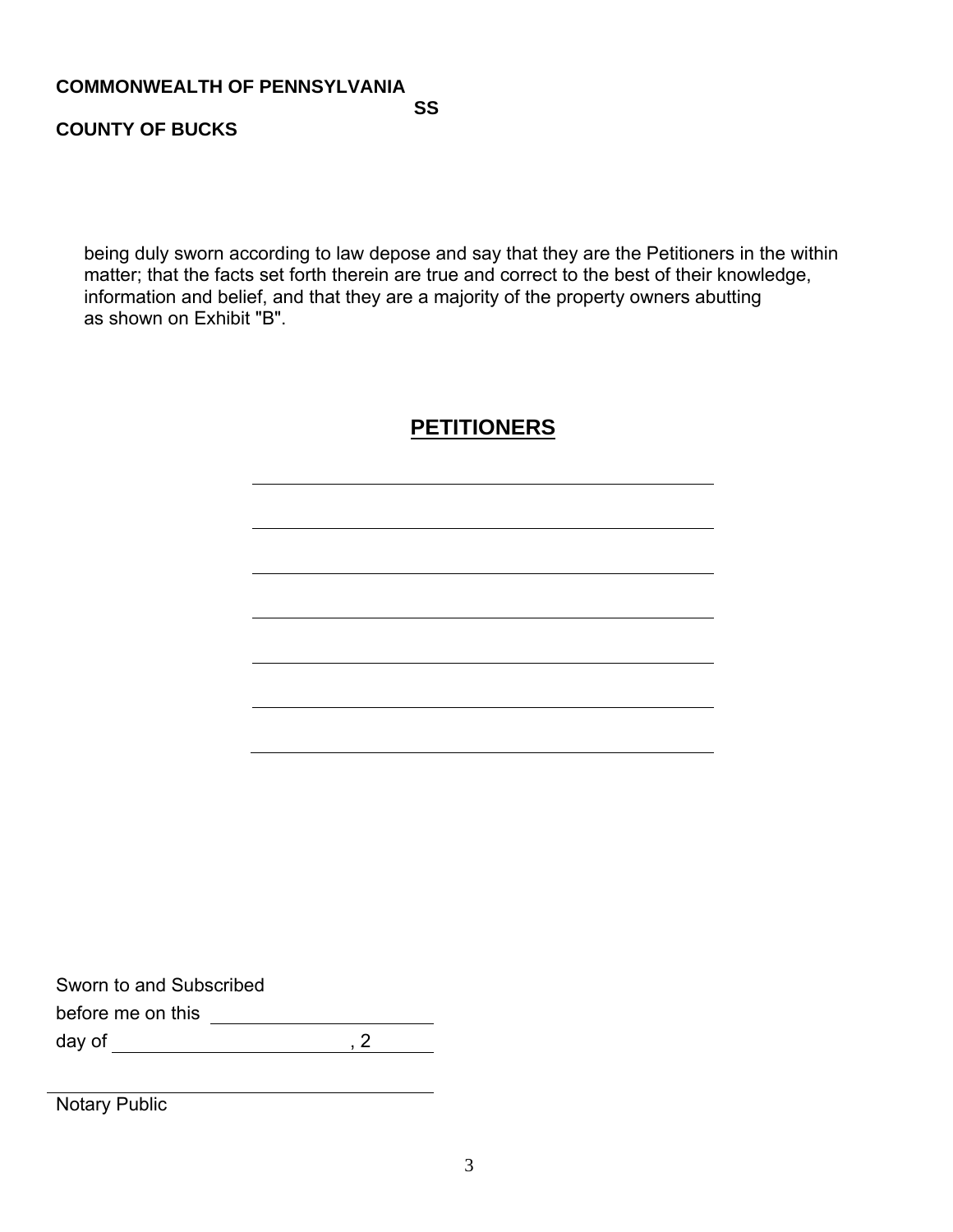**COMMONWEALTH OF PENNSYLVANIA**

**SS**

**COUNTY OF BUCKS**

being duly sworn according to law depose and say that they are the Petitioners in the within matter; that the facts set forth therein are true and correct to the best of their knowledge, information and belief, and that they are a majority of the property owners abutting as shown on Exhibit "B".

## PETITIONERS

\_\_\_\_\_\_\_\_\_\_\_\_\_\_\_\_\_\_\_\_\_\_\_\_\_\_\_\_\_\_\_\_\_\_\_\_\_\_

\_\_\_\_\_\_\_\_\_\_\_\_\_\_\_\_\_\_\_\_\_\_\_\_\_\_\_\_\_\_\_\_\_\_\_\_\_\_

\_\_\_\_\_\_\_\_\_\_\_\_\_\_\_\_\_\_\_\_\_\_\_\_\_\_\_\_\_\_\_\_\_\_\_\_\_\_

\_\_\_\_\_\_\_\_\_\_\_\_\_\_\_\_\_\_\_\_\_\_\_\_\_\_\_\_\_\_\_\_\_\_\_\_\_\_

\_\_\_\_\_\_\_\_\_\_\_\_\_\_\_\_\_\_\_\_\_\_\_\_\_\_\_\_\_\_\_\_\_\_\_\_\_\_

\_\_\_\_\_\_\_\_\_\_\_\_\_\_\_\_\_\_\_\_\_\_\_\_\_\_\_\_\_\_\_\_\_\_\_\_\_\_

\_\_\_\_\_\_\_\_\_\_\_\_\_\_\_\_\_\_\_\_\_\_\_\_\_\_\_\_\_\_\_\_\_\_\_\_\_\_

Sworn to and Subscribed
before me on this \_\_\_\_\_\_\_\_\_\_\_\_\_\_\_\_\_\_
day of \_\_\_\_\_\_\_\_\_\_\_\_\_\_\_\_\_\_\_\_, 2\_\_\_\_\_\_

\_\_\_\_\_\_\_\_\_\_\_\_\_\_\_\_\_\_\_\_\_\_\_\_\_\_\_\_\_\_\_\_
Notary Public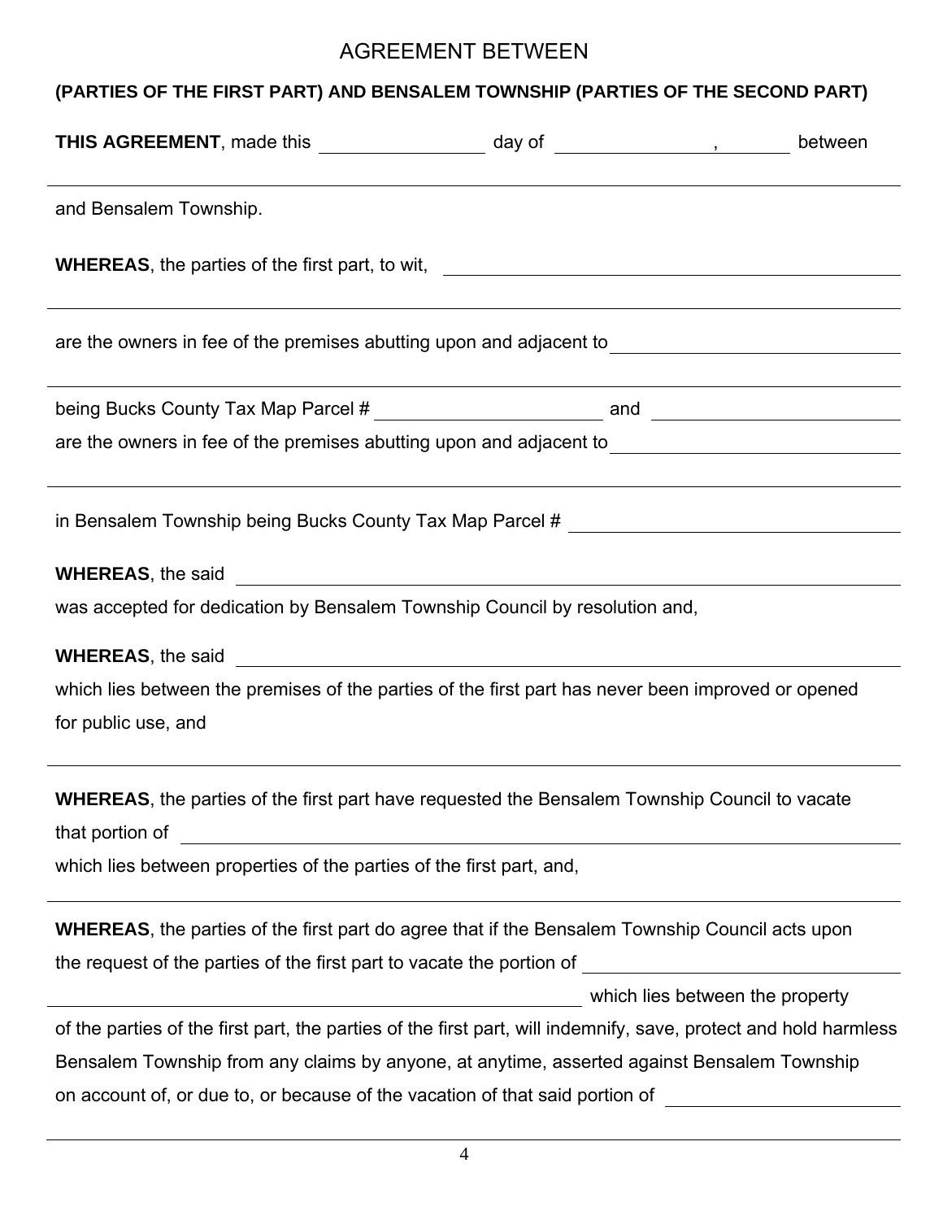# AGREEMENT BETWEEN

**(PARTIES OF THE FIRST PART) AND BENSALEM TOWNSHIP (PARTIES OF THE SECOND PART)**

**THIS AGREEMENT**, made this ________________ day of ________________, ________ between

______________________________________________________________________________

and Bensalem Township.

**WHEREAS**, the parties of the first part, to wit, ______________________________________________

______________________________________________________________________________

are the owners in fee of the premises abutting upon and adjacent to ____________________________

______________________________________________________________________________

being Bucks County Tax Map Parcel # ______________________ and ________________________

are the owners in fee of the premises abutting upon and adjacent to ____________________________

______________________________________________________________________________

in Bensalem Township being Bucks County Tax Map Parcel # _______________________________

**WHEREAS**, the said ___________________________________________________________________

was accepted for dedication by Bensalem Township Council by resolution and,

**WHEREAS**, the said ___________________________________________________________________

which lies between the premises of the parties of the first part has never been improved or opened for public use, and

______________________________________________________________________________

**WHEREAS**, the parties of the first part have requested the Bensalem Township Council to vacate that portion of ______________________________________________________________________

which lies between properties of the parties of the first part, and,

______________________________________________________________________________

**WHEREAS**, the parties of the first part do agree that if the Bensalem Township Council acts upon the request of the parties of the first part to vacate the portion of ____________________________

_________________________________________________ which lies between the property of the parties of the first part, the parties of the first part, will indemnify, save, protect and hold harmless Bensalem Township from any claims by anyone, at anytime, asserted against Bensalem Township on account of, or due to, or because of the vacation of that said portion of ______________________

______________________________________________________________________________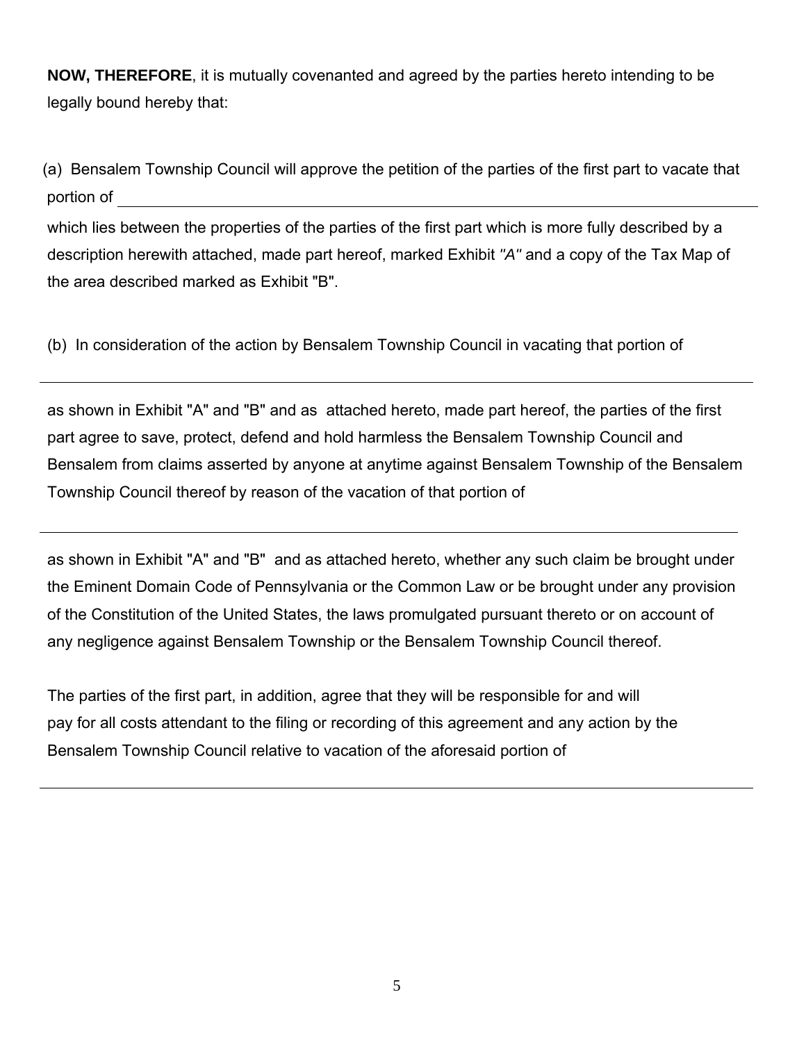**NOW, THEREFORE**, it is mutually covenanted and agreed by the parties hereto intending to be legally bound hereby that:

(a) Bensalem Township Council will approve the petition of the parties of the first part to vacate that portion of ______________________________________________________________

which lies between the properties of the parties of the first part which is more fully described by a description herewith attached, made part hereof, marked Exhibit *"A"* and a copy of the Tax Map of the area described marked as Exhibit "B".

(b) In consideration of the action by Bensalem Township Council in vacating that portion of

______________________________________________________________

as shown in Exhibit "A" and "B" and as attached hereto, made part hereof, the parties of the first part agree to save, protect, defend and hold harmless the Bensalem Township Council and Bensalem from claims asserted by anyone at anytime against Bensalem Township of the Bensalem Township Council thereof by reason of the vacation of that portion of

______________________________________________________________

as shown in Exhibit "A" and "B" and as attached hereto, whether any such claim be brought under the Eminent Domain Code of Pennsylvania or the Common Law or be brought under any provision of the Constitution of the United States, the laws promulgated pursuant thereto or on account of any negligence against Bensalem Township or the Bensalem Township Council thereof.

The parties of the first part, in addition, agree that they will be responsible for and will pay for all costs attendant to the filing or recording of this agreement and any action by the Bensalem Township Council relative to vacation of the aforesaid portion of

______________________________________________________________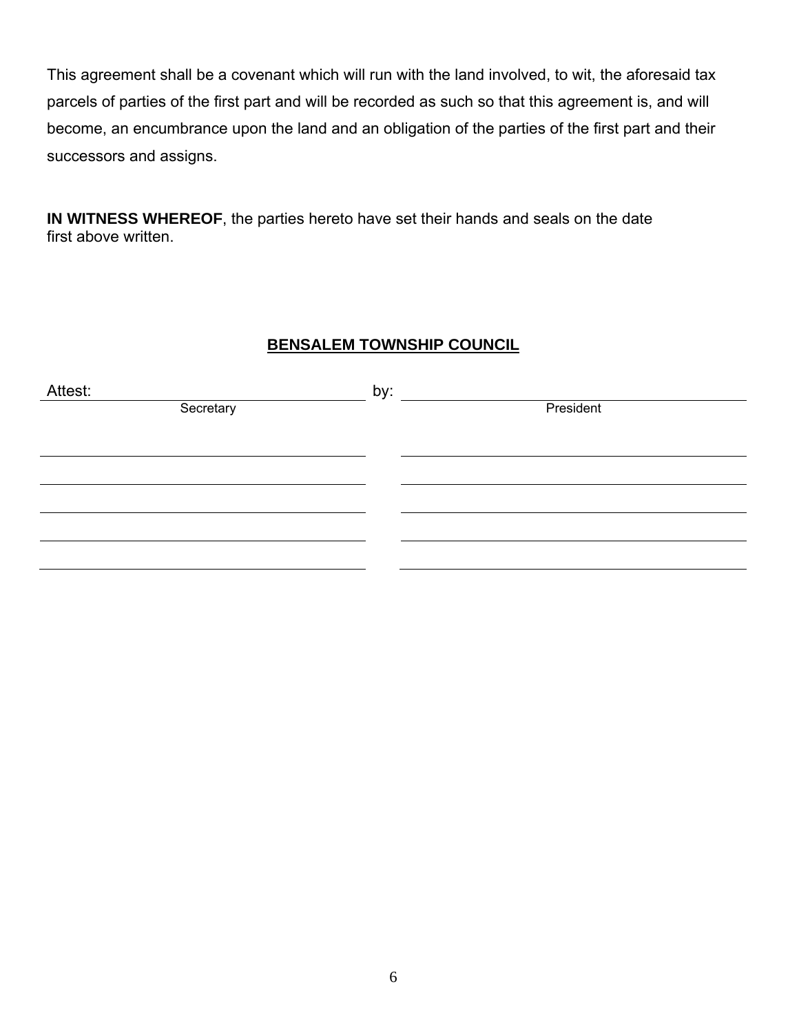This agreement shall be a covenant which will run with the land involved, to wit, the aforesaid tax parcels of parties of the first part and will be recorded as such so that this agreement is, and will become, an encumbrance upon the land and an obligation of the parties of the first part and their successors and assigns.

**IN WITNESS WHEREOF**, the parties hereto have set their hands and seals on the date first above written.

**BENSALEM TOWNSHIP COUNCIL**

| | |
|---|---|
| Attest: ______________________ | by: ______________________ |
| Secretary | President |
| ______________________ | ______________________ |
| ______________________ | ______________________ |
| ______________________ | ______________________ |
| ______________________ | ______________________ |
| ______________________ | ______________________ |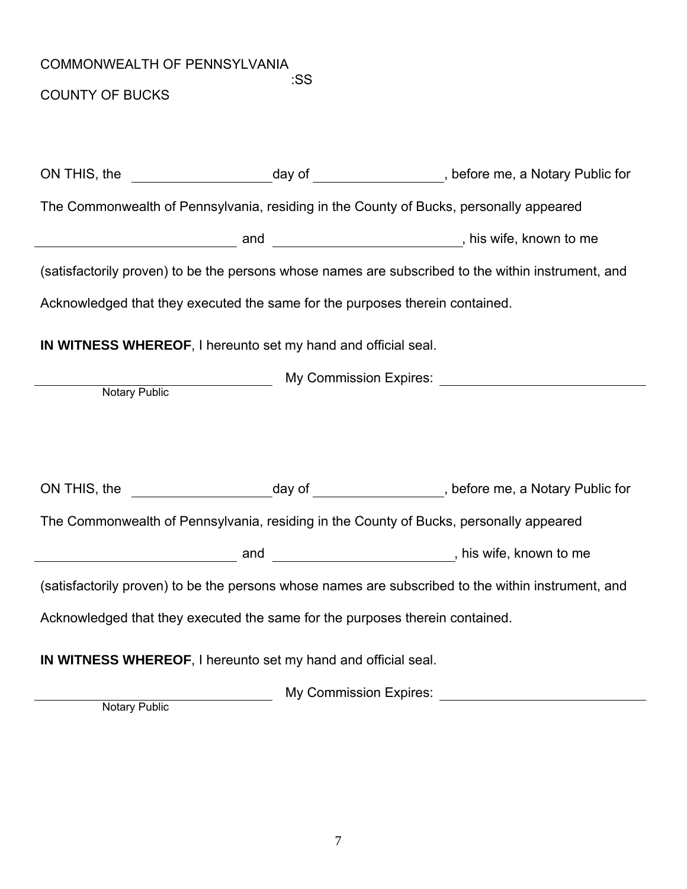COMMONWEALTH OF PENNSYLVANIA
:SS
COUNTY OF BUCKS

ON THIS, the ____________________ day of __________________, before me, a Notary Public for The Commonwealth of Pennsylvania, residing in the County of Bucks, personally appeared ____________________________ and __________________________, his wife, known to me (satisfactorily proven) to be the persons whose names are subscribed to the within instrument, and Acknowledged that they executed the same for the purposes therein contained.

**IN WITNESS WHEREOF**, I hereunto set my hand and official seal.

____________________________________ My Commission Expires: ______________________________
Notary Public

ON THIS, the ____________________ day of __________________, before me, a Notary Public for The Commonwealth of Pennsylvania, residing in the County of Bucks, personally appeared ____________________________ and __________________________, his wife, known to me (satisfactorily proven) to be the persons whose names are subscribed to the within instrument, and Acknowledged that they executed the same for the purposes therein contained.

**IN WITNESS WHEREOF**, I hereunto set my hand and official seal.

____________________________________ My Commission Expires: ______________________________
Notary Public